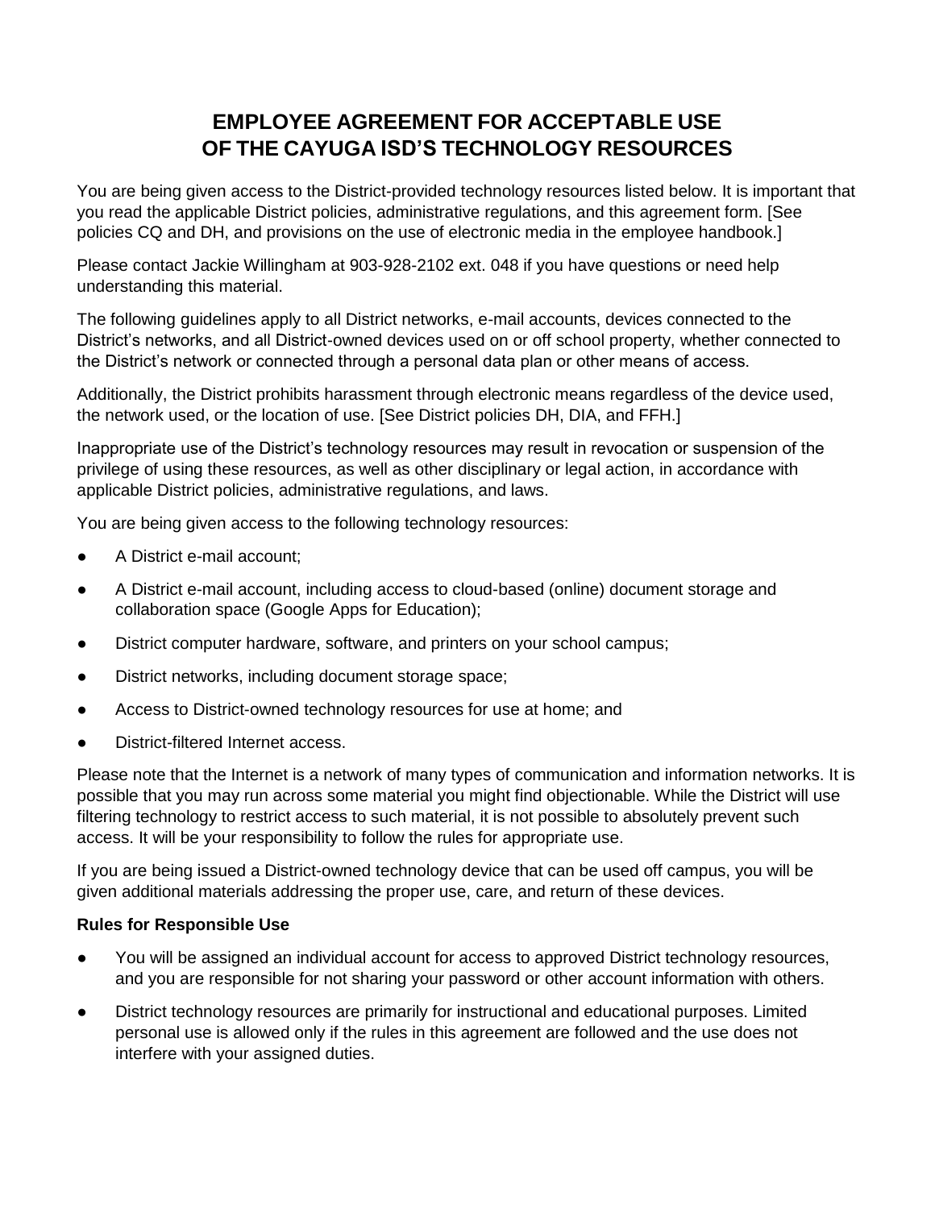# EMPLOYEE AGREEMENT FOR ACCEPTABLE USE OF THE CAYUGA ISD'S TECHNOLOGY RESOURCES

You are being given access to the District-provided technology resources listed below. It is important that you read the applicable District policies, administrative regulations, and this agreement form. [See policies CQ and DH, and provisions on the use of electronic media in the employee handbook.]

Please contact Jackie Willingham at 903-928-2102 ext. 048 if you have questions or need help understanding this material.

The following guidelines apply to all District networks, e-mail accounts, devices connected to the District's networks, and all District-owned devices used on or off school property, whether connected to the District's network or connected through a personal data plan or other means of access.

Additionally, the District prohibits harassment through electronic means regardless of the device used, the network used, or the location of use. [See District policies DH, DIA, and FFH.]

Inappropriate use of the District's technology resources may result in revocation or suspension of the privilege of using these resources, as well as other disciplinary or legal action, in accordance with applicable District policies, administrative regulations, and laws.

You are being given access to the following technology resources:

- A District e-mail account;
- A District e-mail account, including access to cloud-based (online) document storage and collaboration space (Google Apps for Education);
- District computer hardware, software, and printers on your school campus;
- District networks, including document storage space;
- Access to District-owned technology resources for use at home; and
- District-filtered Internet access.

Please note that the Internet is a network of many types of communication and information networks. It is possible that you may run across some material you might find objectionable. While the District will use filtering technology to restrict access to such material, it is not possible to absolutely prevent such access. It will be your responsibility to follow the rules for appropriate use.

If you are being issued a District-owned technology device that can be used off campus, you will be given additional materials addressing the proper use, care, and return of these devices.

**Rules for Responsible Use**

- You will be assigned an individual account for access to approved District technology resources, and you are responsible for not sharing your password or other account information with others.
- District technology resources are primarily for instructional and educational purposes. Limited personal use is allowed only if the rules in this agreement are followed and the use does not interfere with your assigned duties.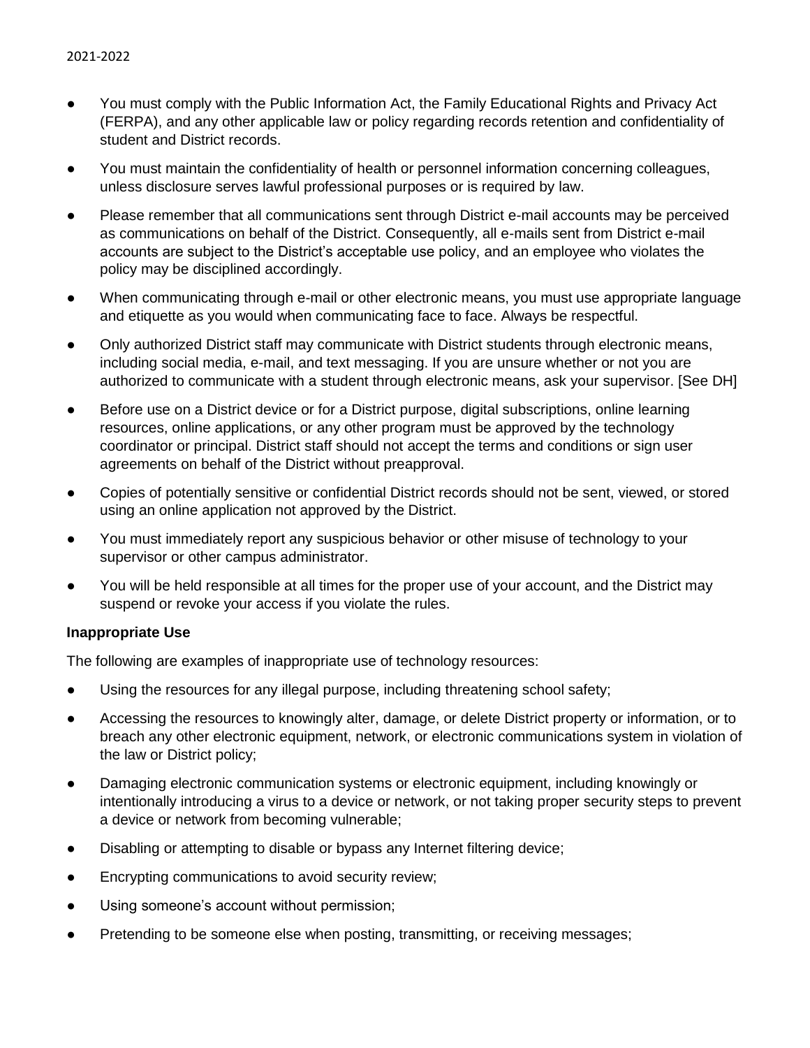- You must comply with the Public Information Act, the Family Educational Rights and Privacy Act (FERPA), and any other applicable law or policy regarding records retention and confidentiality of student and District records.
- You must maintain the confidentiality of health or personnel information concerning colleagues, unless disclosure serves lawful professional purposes or is required by law.
- Please remember that all communications sent through District e-mail accounts may be perceived as communications on behalf of the District. Consequently, all e-mails sent from District e-mail accounts are subject to the District's acceptable use policy, and an employee who violates the policy may be disciplined accordingly.
- When communicating through e-mail or other electronic means, you must use appropriate language and etiquette as you would when communicating face to face. Always be respectful.
- Only authorized District staff may communicate with District students through electronic means, including social media, e-mail, and text messaging. If you are unsure whether or not you are authorized to communicate with a student through electronic means, ask your supervisor. [See DH]
- Before use on a District device or for a District purpose, digital subscriptions, online learning resources, online applications, or any other program must be approved by the technology coordinator or principal. District staff should not accept the terms and conditions or sign user agreements on behalf of the District without preapproval.
- Copies of potentially sensitive or confidential District records should not be sent, viewed, or stored using an online application not approved by the District.
- You must immediately report any suspicious behavior or other misuse of technology to your supervisor or other campus administrator.
- You will be held responsible at all times for the proper use of your account, and the District may suspend or revoke your access if you violate the rules.

**Inappropriate Use**

The following are examples of inappropriate use of technology resources:

- Using the resources for any illegal purpose, including threatening school safety;
- Accessing the resources to knowingly alter, damage, or delete District property or information, or to breach any other electronic equipment, network, or electronic communications system in violation of the law or District policy;
- Damaging electronic communication systems or electronic equipment, including knowingly or intentionally introducing a virus to a device or network, or not taking proper security steps to prevent a device or network from becoming vulnerable;
- Disabling or attempting to disable or bypass any Internet filtering device;
- Encrypting communications to avoid security review;
- Using someone's account without permission;
- Pretending to be someone else when posting, transmitting, or receiving messages;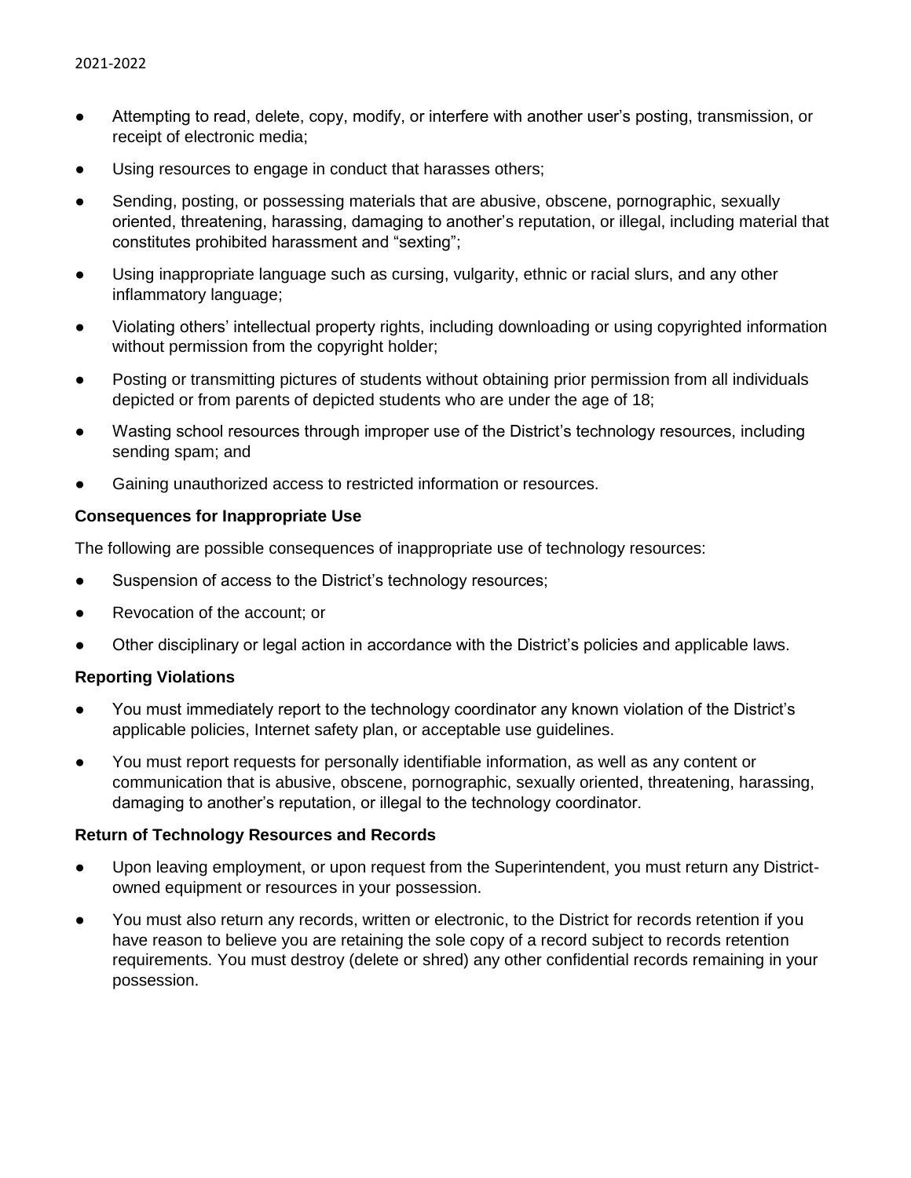- Attempting to read, delete, copy, modify, or interfere with another user's posting, transmission, or receipt of electronic media;
- Using resources to engage in conduct that harasses others;
- Sending, posting, or possessing materials that are abusive, obscene, pornographic, sexually oriented, threatening, harassing, damaging to another's reputation, or illegal, including material that constitutes prohibited harassment and "sexting";
- Using inappropriate language such as cursing, vulgarity, ethnic or racial slurs, and any other inflammatory language;
- Violating others' intellectual property rights, including downloading or using copyrighted information without permission from the copyright holder;
- Posting or transmitting pictures of students without obtaining prior permission from all individuals depicted or from parents of depicted students who are under the age of 18;
- Wasting school resources through improper use of the District's technology resources, including sending spam; and
- Gaining unauthorized access to restricted information or resources.

**Consequences for Inappropriate Use**

The following are possible consequences of inappropriate use of technology resources:

- Suspension of access to the District's technology resources;
- Revocation of the account; or
- Other disciplinary or legal action in accordance with the District's policies and applicable laws.

**Reporting Violations**

- You must immediately report to the technology coordinator any known violation of the District's applicable policies, Internet safety plan, or acceptable use guidelines.
- You must report requests for personally identifiable information, as well as any content or communication that is abusive, obscene, pornographic, sexually oriented, threatening, harassing, damaging to another's reputation, or illegal to the technology coordinator.

**Return of Technology Resources and Records**

- Upon leaving employment, or upon request from the Superintendent, you must return any District-owned equipment or resources in your possession.
- You must also return any records, written or electronic, to the District for records retention if you have reason to believe you are retaining the sole copy of a record subject to records retention requirements. You must destroy (delete or shred) any other confidential records remaining in your possession.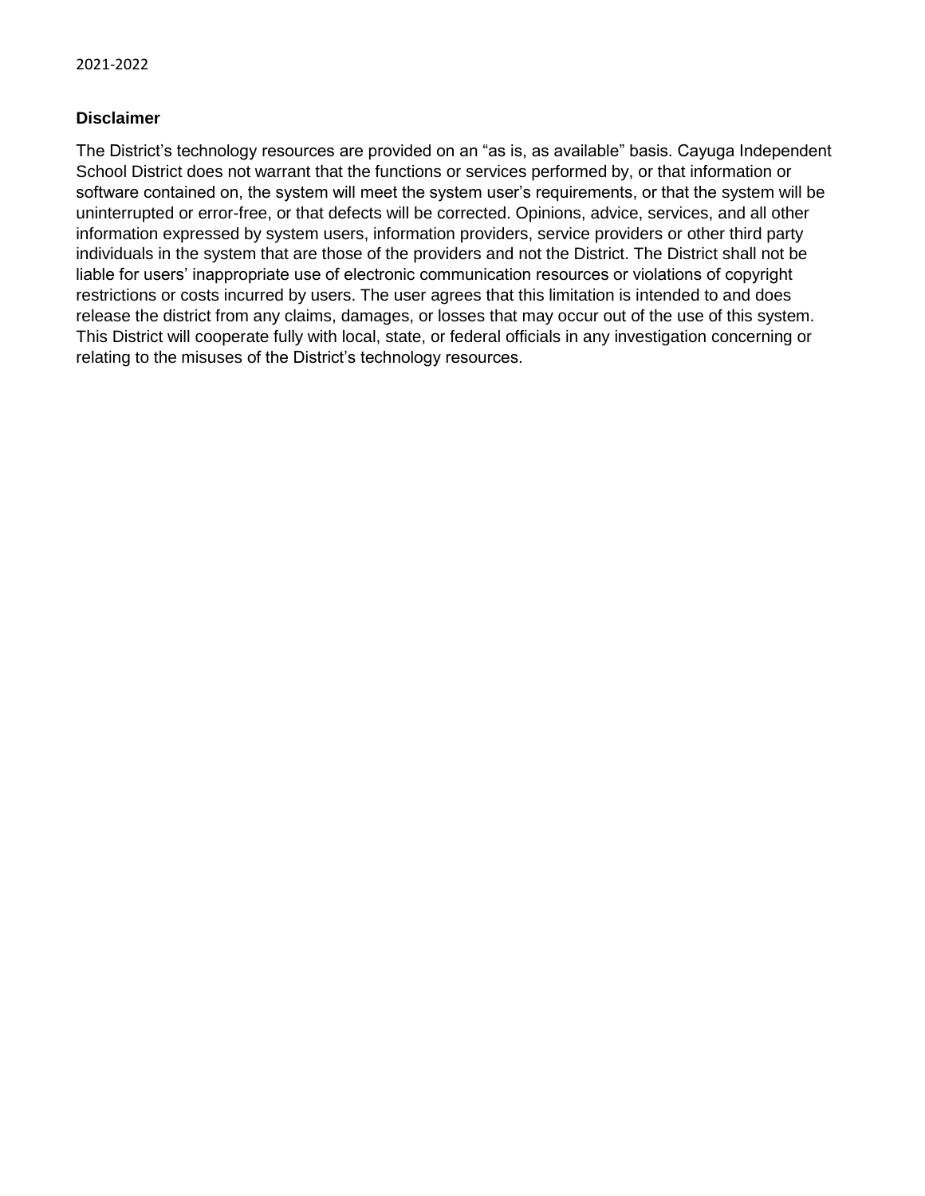2021-2022

**Disclaimer**

The District's technology resources are provided on an "as is, as available" basis. Cayuga Independent School District does not warrant that the functions or services performed by, or that information or software contained on, the system will meet the system user's requirements, or that the system will be uninterrupted or error-free, or that defects will be corrected. Opinions, advice, services, and all other information expressed by system users, information providers, service providers or other third party individuals in the system that are those of the providers and not the District. The District shall not be liable for users' inappropriate use of electronic communication resources or violations of copyright restrictions or costs incurred by users. The user agrees that this limitation is intended to and does release the district from any claims, damages, or losses that may occur out of the use of this system. This District will cooperate fully with local, state, or federal officials in any investigation concerning or relating to the misuses of the District's technology resources.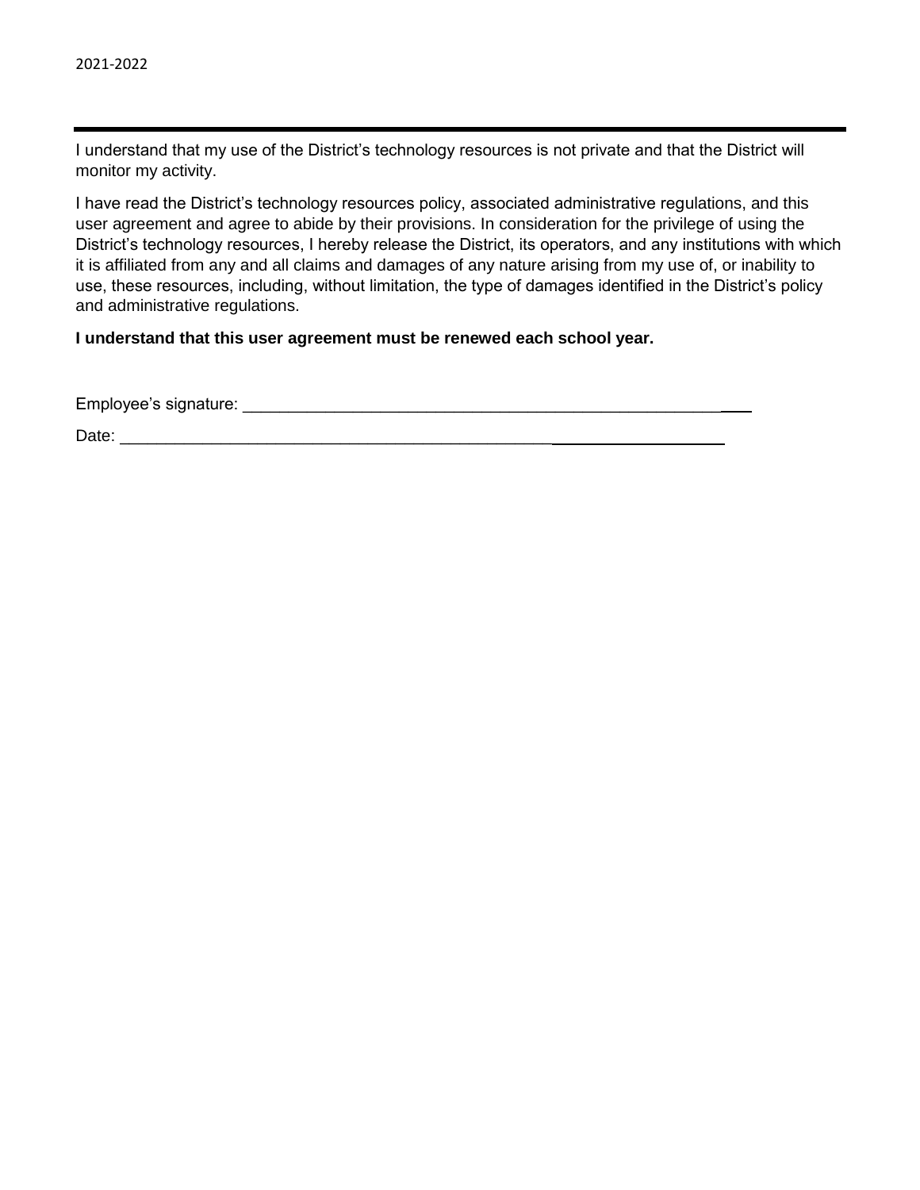I understand that my use of the District's technology resources is not private and that the District will monitor my activity.

I have read the District's technology resources policy, associated administrative regulations, and this user agreement and agree to abide by their provisions. In consideration for the privilege of using the District's technology resources, I hereby release the District, its operators, and any institutions with which it is affiliated from any and all claims and damages of any nature arising from my use of, or inability to use, these resources, including, without limitation, the type of damages identified in the District's policy and administrative regulations.

**I understand that this user agreement must be renewed each school year.**

Employee's signature: ____________________________________________________________

Date: ____________________________________________________________________